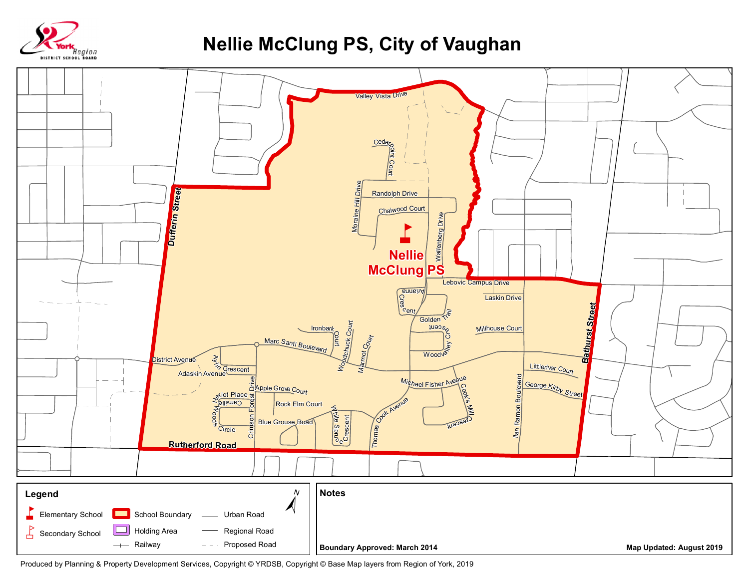# Nellie McClung PS, City of Vaughan

York Region District School Board

Valley Vista Drive
Cedar Point Court
Moraine Hill Drive
Randolph Drive
Chaiwood Court
Wallenberg Drive
**Nellie McClung PS**
Dufferin Street
Lebovic Campus Drive
Arianna Crescent
Laskin Drive
Golden Trail
Bathurst Street
Ironbark Court
Woodchuck Court
Marmot Court
Crescent
Woodvalley Cr
Millhouse Court
Marc Santi Boulevard
District Avenue
Aylin Crescent
Adaskin Avenue
Littleriver Court
Michael Fisher Avenue
George Kirby Street
Apple Grove Court
Crimson Forest Drive
Heriot Place
Carmille Woods Circle
Rock Elm Court
Cook's Mill Crescent
Blue Grouse Road
White Spruce Crescent
Thomas Cook Avenue
Ilan Ramon Boulevard
Rutherford Road

## Legend

- Elementary School
- Secondary School
- School Boundary
- Holding Area
- Railway
- Urban Road
- Regional Road
- Proposed Road

N

## Notes

**Boundary Approved: March 2014**

**Map Updated: August 2019**

Produced by Planning & Property Development Services, Copyright © YRDSB, Copyright © Base Map layers from Region of York, 2019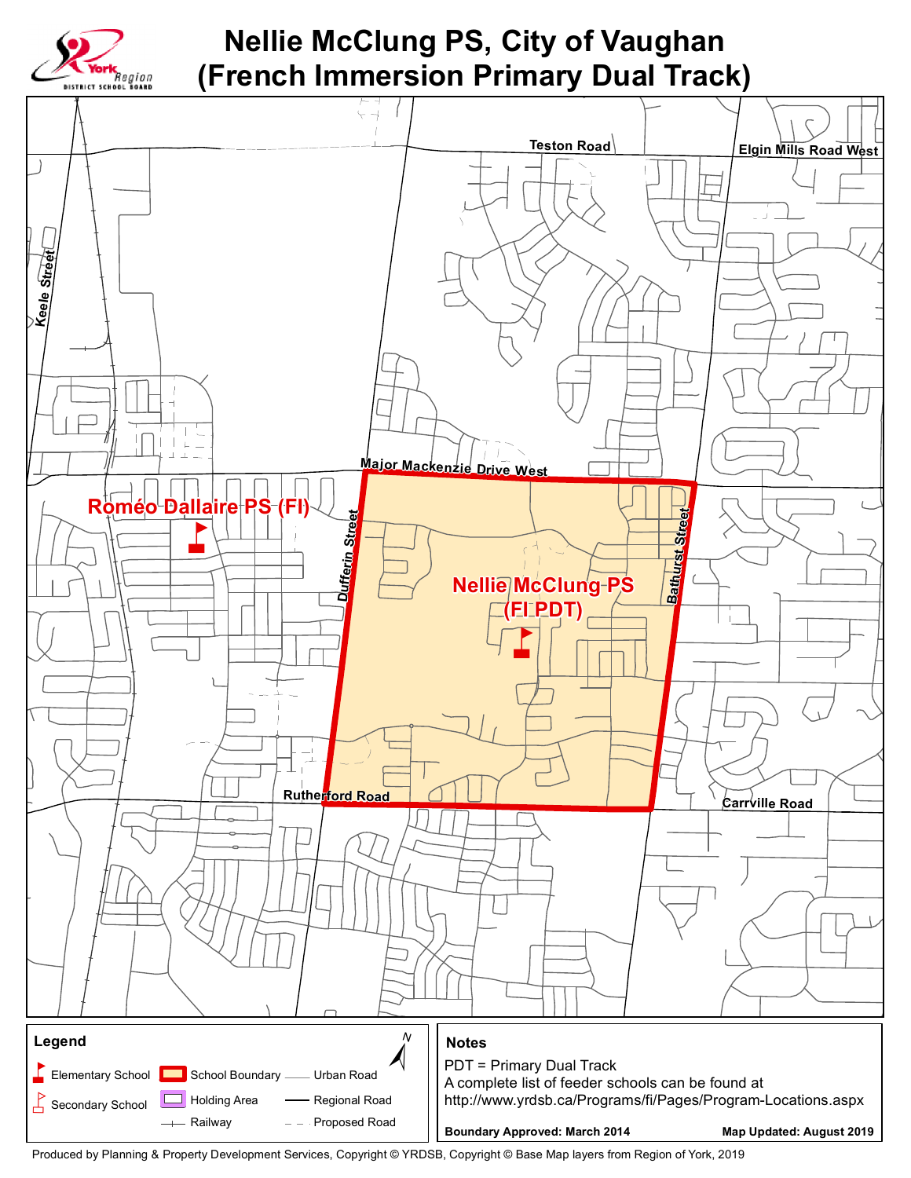# Nellie McClung PS, City of Vaughan (French Immersion Primary Dual Track)

York Region District School Board

Teston Road
Elgin Mills Road West
Keele Street
Major Mackenzie Drive West
Roméo Dallaire PS (FI)
Dufferin Street
Bathurst Street
Nellie McClung PS (FI PDT)
Rutherford Road
Carrville Road

**Legend**

- Elementary School
- Secondary School
- School Boundary
- Holding Area
- Railway
- Urban Road
- Regional Road
- Proposed Road

N

**Notes**

PDT = Primary Dual Track

A complete list of feeder schools can be found at http://www.yrdsb.ca/Programs/fi/Pages/Program-Locations.aspx

**Boundary Approved: March 2014**

**Map Updated: August 2019**

Produced by Planning & Property Development Services, Copyright © YRDSB, Copyright © Base Map layers from Region of York, 2019